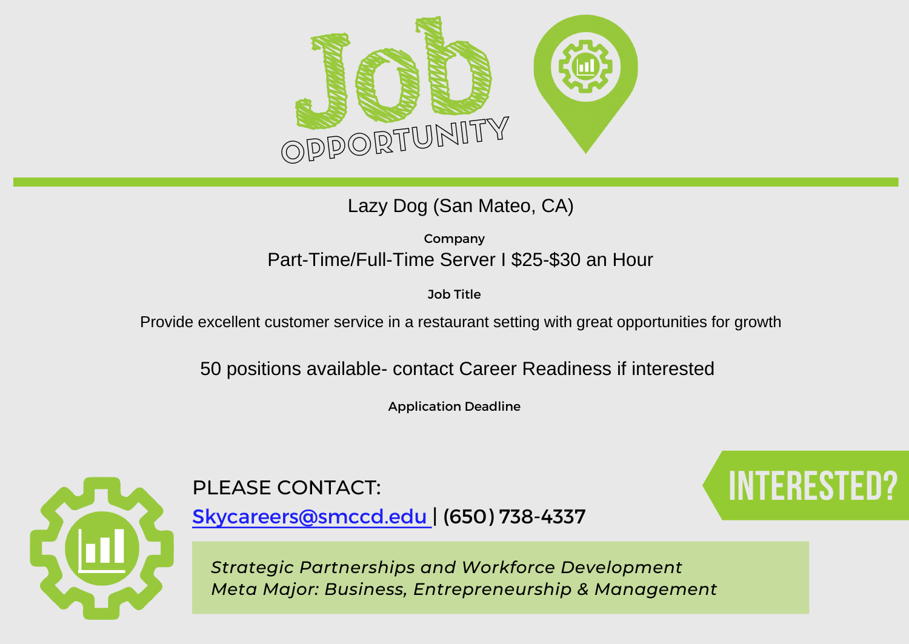# Job OPPORTUNITY

Lazy Dog (San Mateo, CA)

Company

Part-Time/Full-Time Server I $25-$30 an Hour

Job Title

Provide excellent customer service in a restaurant setting with great opportunities for growth

50 positions available- contact Career Readiness if interested

Application Deadline

PLEASE CONTACT:

Skycareers@smccd.edu | (650) 738-4337

INTERESTED?

*Strategic Partnerships and Workforce Development*
*Meta Major: Business, Entrepreneurship & Management*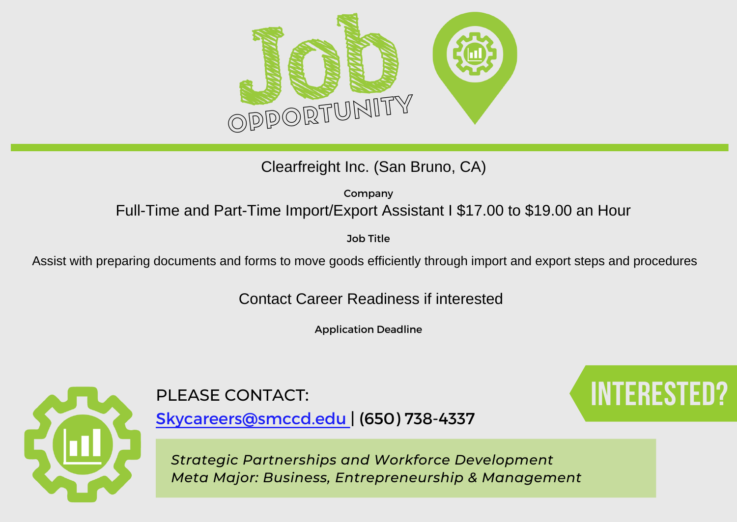# Job Opportunity

Clearfreight Inc. (San Bruno, CA)

**Company**

Full-Time and Part-Time Import/Export Assistant I $17.00 to $19.00 an Hour

**Job Title**

Assist with preparing documents and forms to move goods efficiently through import and export steps and procedures

Contact Career Readiness if interested

**Application Deadline**

**INTERESTED?**

PLEASE CONTACT:

[Skycareers@smccd.edu](mailto:Skycareers@smccd.edu) | (650) 738-4337

*Strategic Partnerships and Workforce Development*
*Meta Major: Business, Entrepreneurship & Management*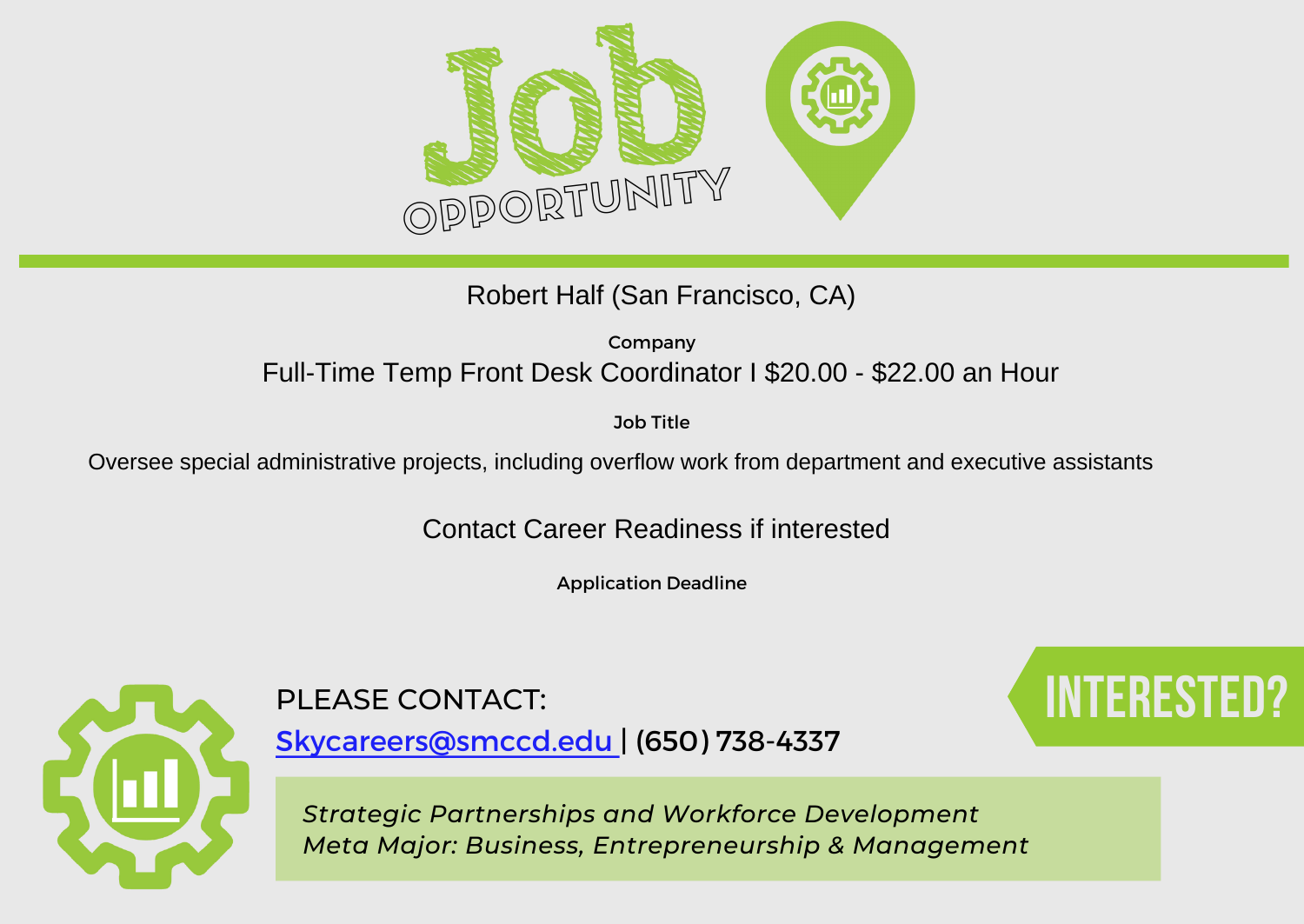# Job OPPORTUNITY

Robert Half (San Francisco, CA)

Company

Full-Time Temp Front Desk Coordinator I $20.00 - $22.00 an Hour

Job Title

Oversee special administrative projects, including overflow work from department and executive assistants

Contact Career Readiness if interested

Application Deadline

INTERESTED?

PLEASE CONTACT:

Skycareers@smccd.edu | (650) 738-4337

*Strategic Partnerships and Workforce Development*
*Meta Major: Business, Entrepreneurship & Management*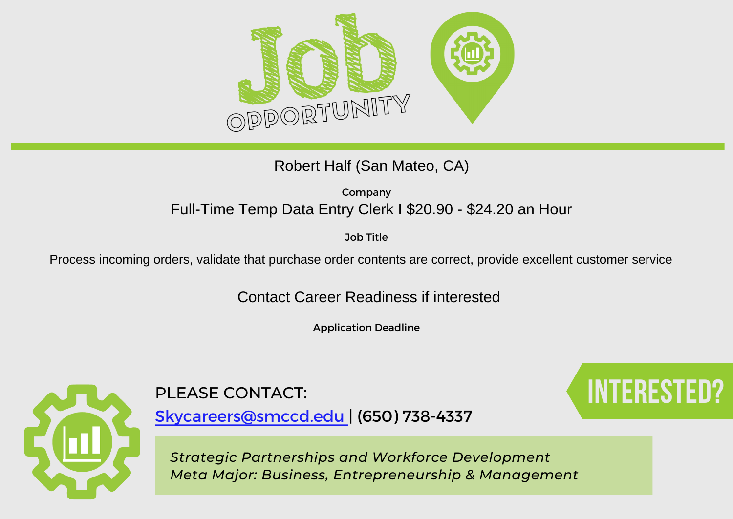# Job OPPORTUNITY

Robert Half (San Mateo, CA)

Company

Full-Time Temp Data Entry Clerk I $20.90 - $24.20 an Hour

Job Title

Process incoming orders, validate that purchase order contents are correct, provide excellent customer service

Contact Career Readiness if interested

Application Deadline

INTERESTED?

PLEASE CONTACT:

Skycareers@smccd.edu | (650) 738-4337

*Strategic Partnerships and Workforce Development*
*Meta Major: Business, Entrepreneurship & Management*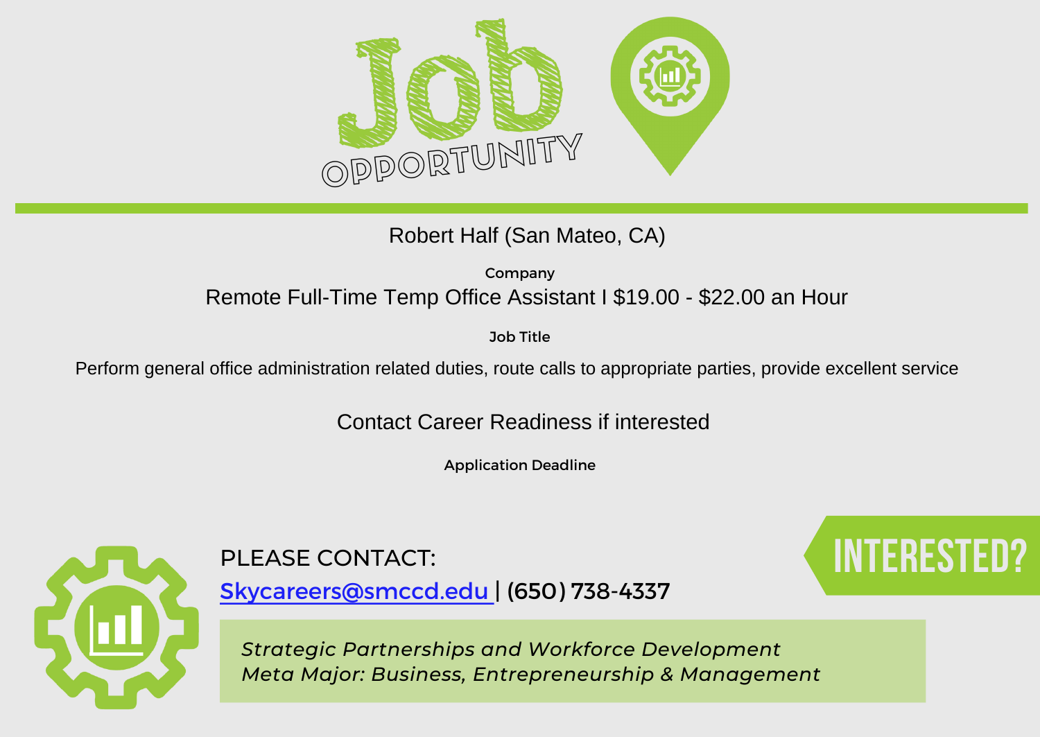# Job Opportunity

Robert Half (San Mateo, CA)

**Company**

Remote Full-Time Temp Office Assistant I $19.00 - $22.00 an Hour

**Job Title**

Perform general office administration related duties, route calls to appropriate parties, provide excellent service

Contact Career Readiness if interested

**Application Deadline**

PLEASE CONTACT:

Skycareers@smccd.edu | (650) 738-4337

**INTERESTED?**

*Strategic Partnerships and Workforce Development*
*Meta Major: Business, Entrepreneurship & Management*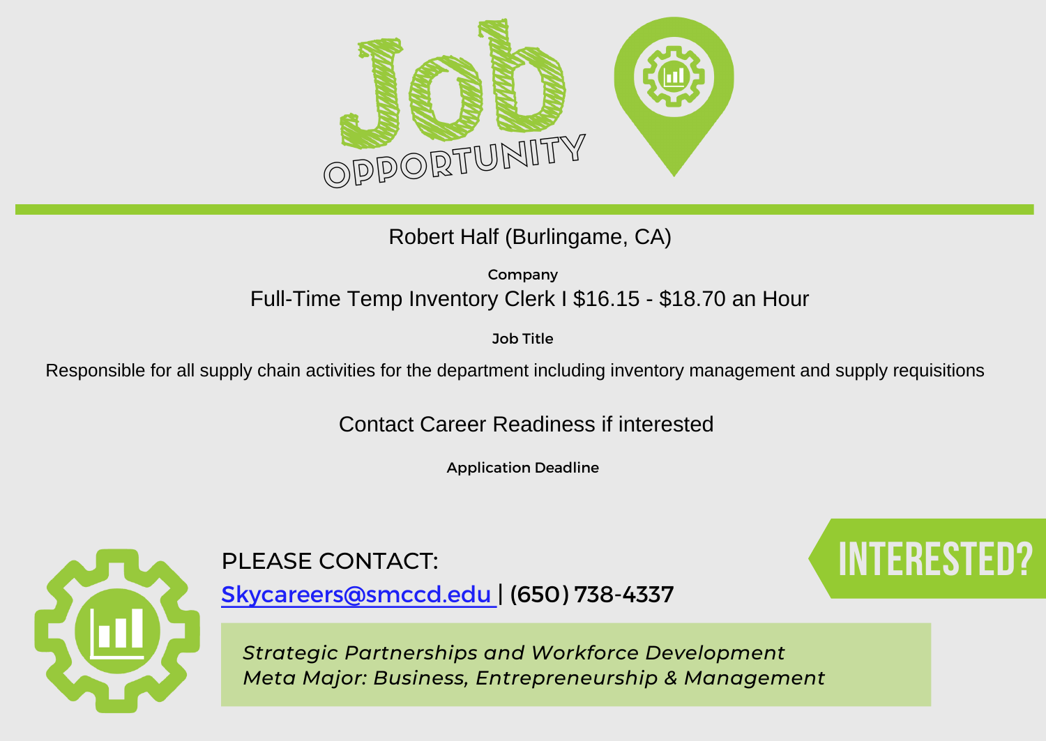# Job Opportunity

Robert Half (Burlingame, CA)

**Company**

Full-Time Temp Inventory Clerk I $16.15 - $18.70 an Hour

**Job Title**

Responsible for all supply chain activities for the department including inventory management and supply requisitions

Contact Career Readiness if interested

**Application Deadline**

PLEASE CONTACT:

[Skycareers@smccd.edu](mailto:Skycareers@smccd.edu) | (650) 738-4337

**INTERESTED?**

*Strategic Partnerships and Workforce Development*
*Meta Major: Business, Entrepreneurship & Management*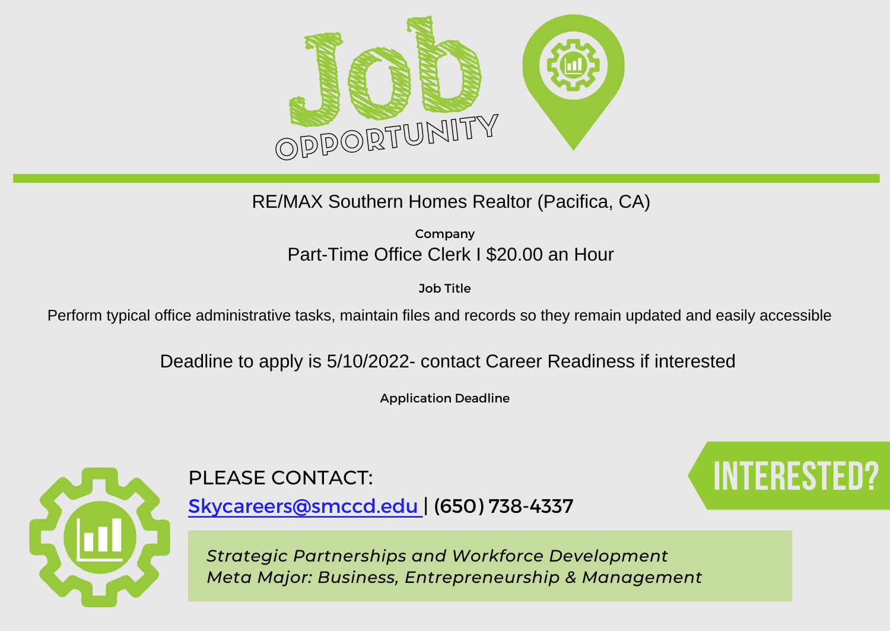# Job Opportunity

RE/MAX Southern Homes Realtor (Pacifica, CA)

**Company**

Part-Time Office Clerk I $20.00 an Hour

**Job Title**

Perform typical office administrative tasks, maintain files and records so they remain updated and easily accessible

Deadline to apply is 5/10/2022- contact Career Readiness if interested

**Application Deadline**

PLEASE CONTACT:

Skycareers@smccd.edu | (650) 738-4337

INTERESTED?

*Strategic Partnerships and Workforce Development*
*Meta Major: Business, Entrepreneurship & Management*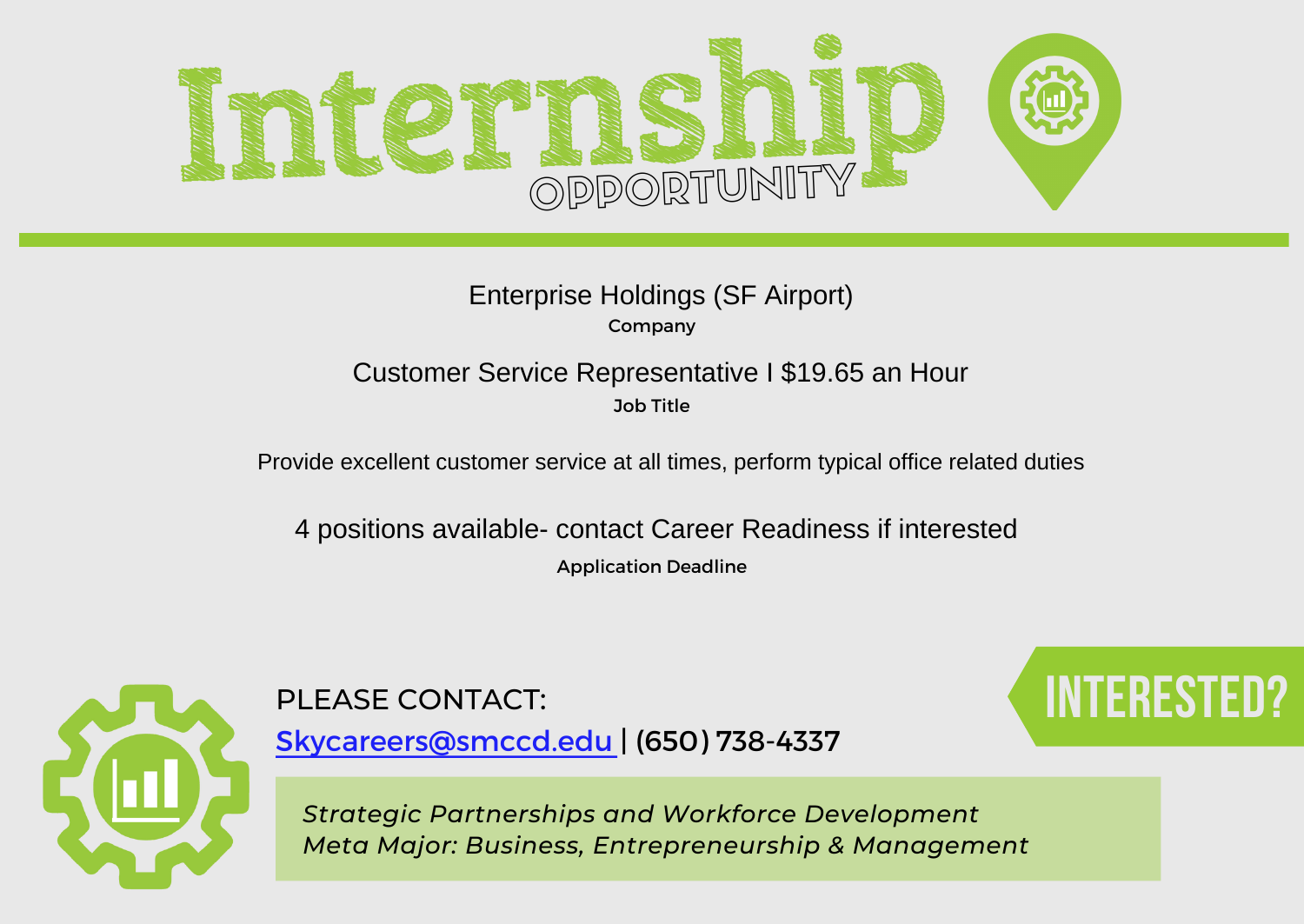# Internship OPPORTUNITY

Enterprise Holdings (SF Airport)

**Company**

Customer Service Representative I $19.65 an Hour

**Job Title**

Provide excellent customer service at all times, perform typical office related duties

4 positions available- contact Career Readiness if interested

**Application Deadline**

PLEASE CONTACT:

Skycareers@smccd.edu | (650) 738-4337

INTERESTED?

*Strategic Partnerships and Workforce Development*
*Meta Major: Business, Entrepreneurship & Management*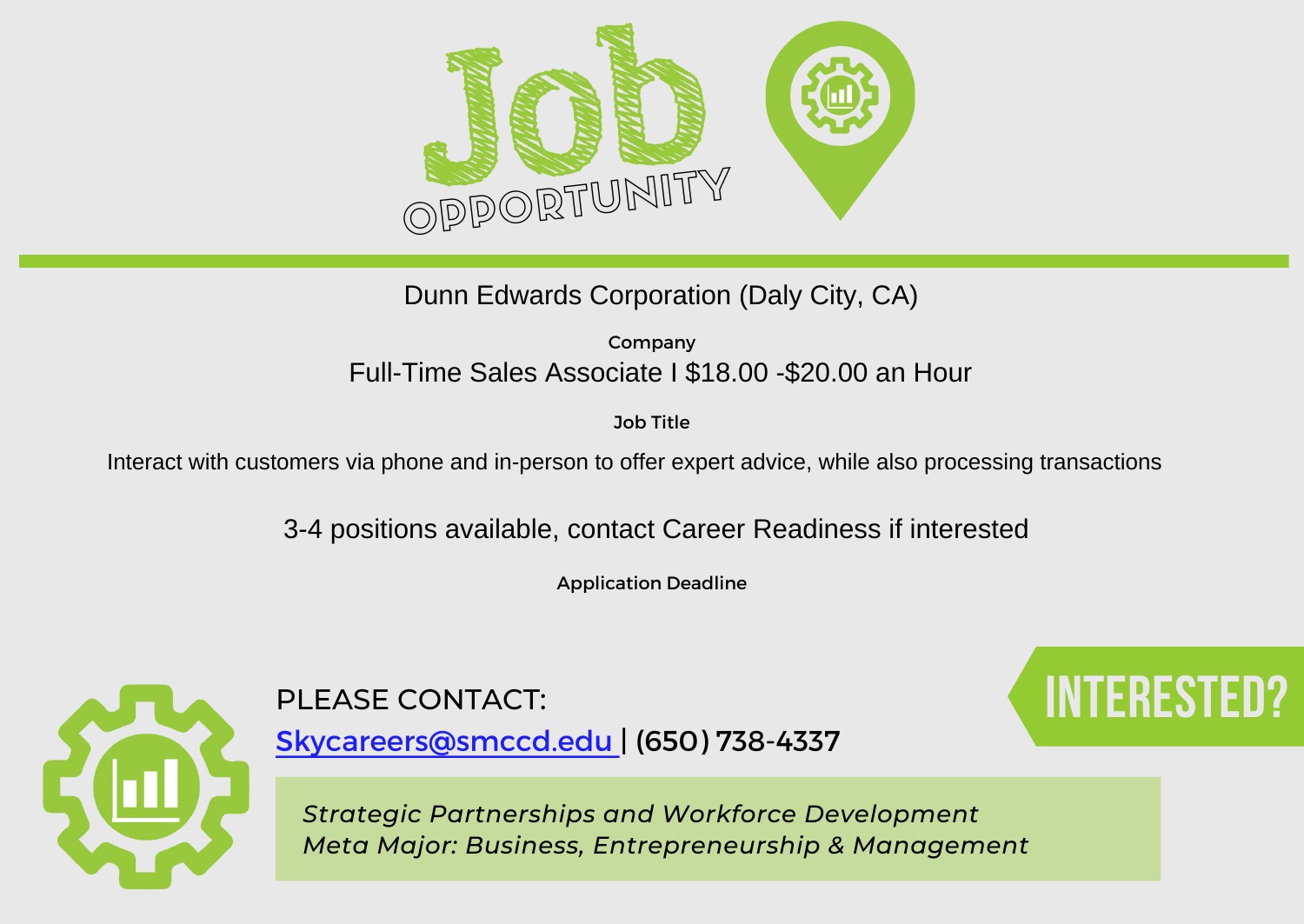# Job Opportunity

Dunn Edwards Corporation (Daly City, CA)

Company

Full-Time Sales Associate I $18.00 -$20.00 an Hour

Job Title

Interact with customers via phone and in-person to offer expert advice, while also processing transactions

3-4 positions available, contact Career Readiness if interested

Application Deadline

**INTERESTED?**

PLEASE CONTACT:

Skycareers@smccd.edu | (650) 738-4337

*Strategic Partnerships and Workforce Development*
*Meta Major: Business, Entrepreneurship & Management*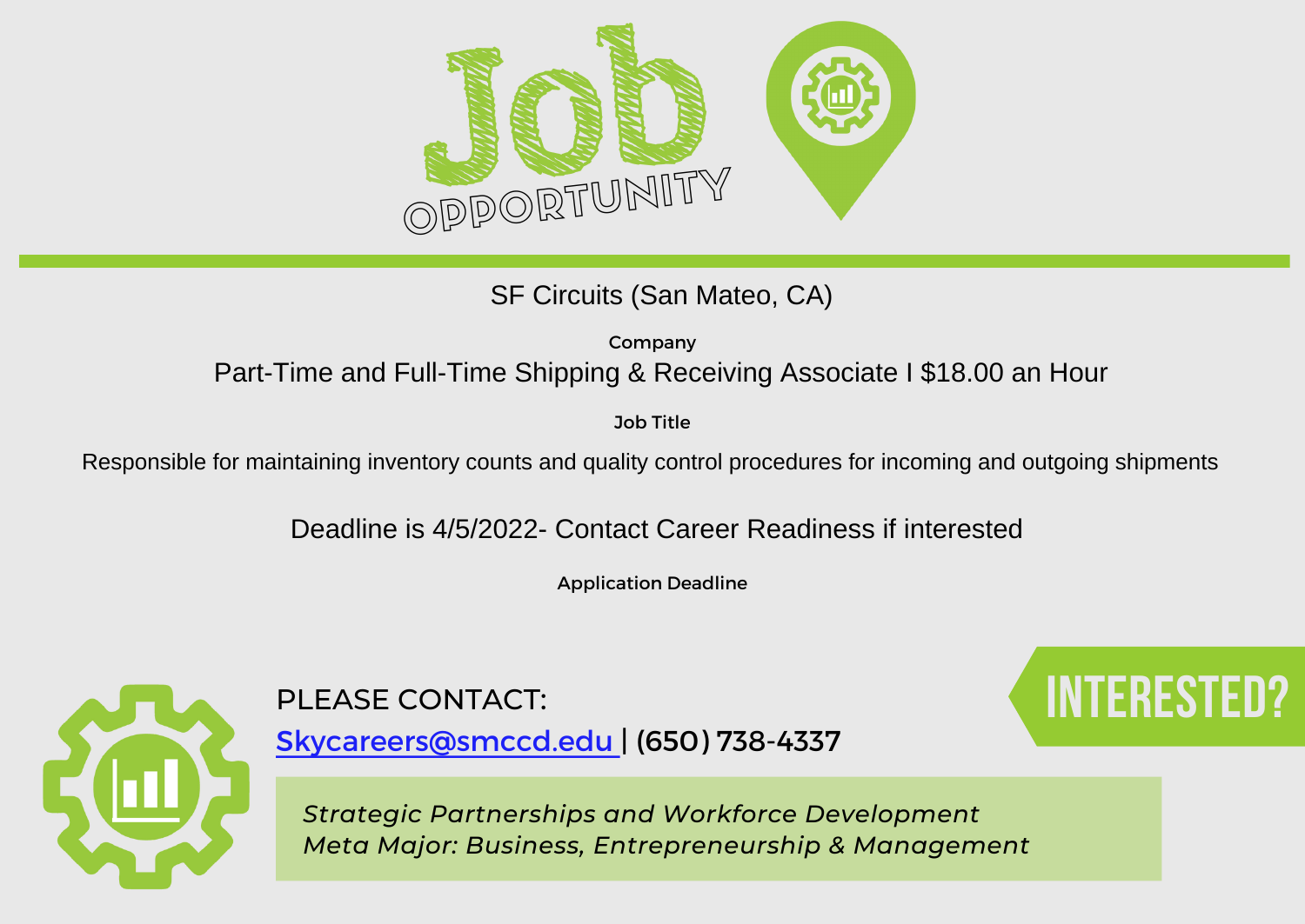# Job OPPORTUNITY

SF Circuits (San Mateo, CA)

Company

Part-Time and Full-Time Shipping & Receiving Associate I $18.00 an Hour

Job Title

Responsible for maintaining inventory counts and quality control procedures for incoming and outgoing shipments

Deadline is 4/5/2022- Contact Career Readiness if interested

Application Deadline

INTERESTED?

PLEASE CONTACT:

Skycareers@smccd.edu | (650) 738-4337

*Strategic Partnerships and Workforce Development*
*Meta Major: Business, Entrepreneurship & Management*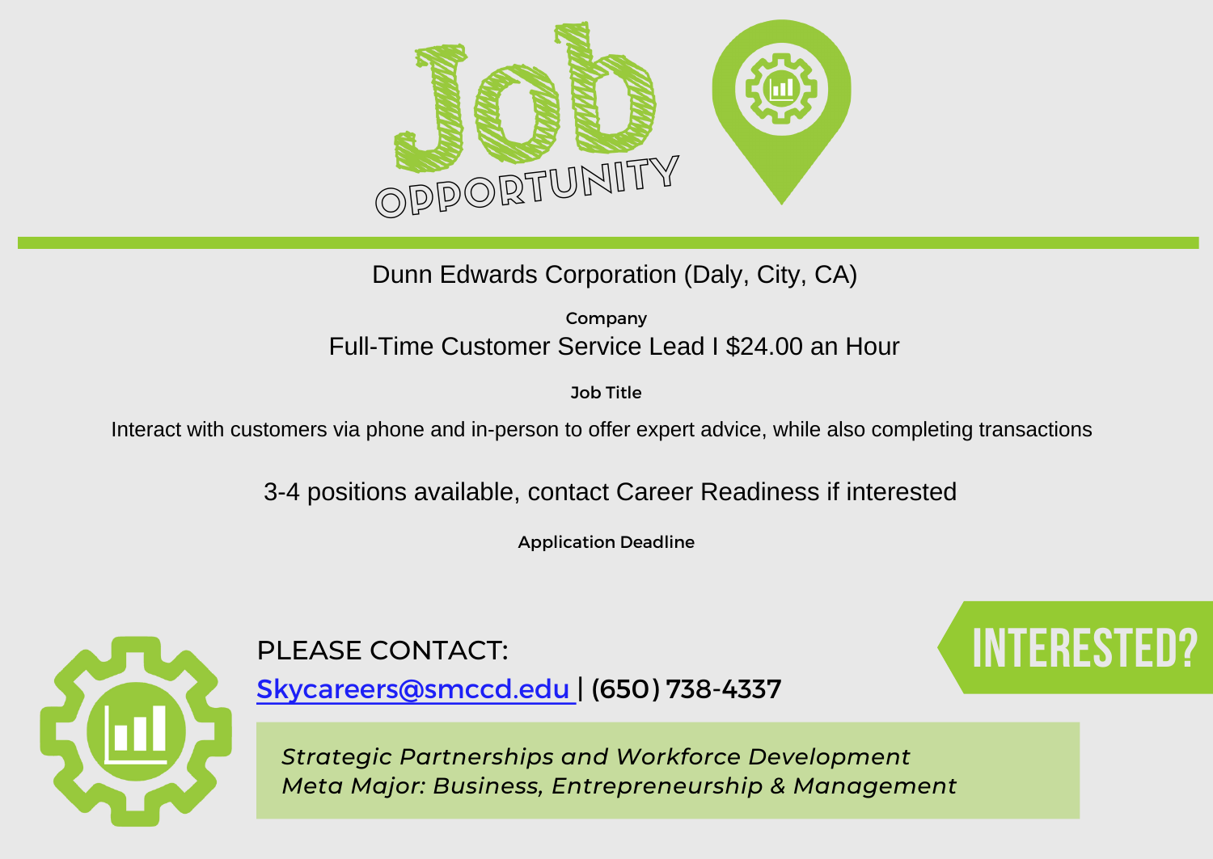# Job OPPORTUNITY

Dunn Edwards Corporation (Daly, City, CA)

Company

Full-Time Customer Service Lead I $24.00 an Hour

Job Title

Interact with customers via phone and in-person to offer expert advice, while also completing transactions

3-4 positions available, contact Career Readiness if interested

Application Deadline

PLEASE CONTACT:

Skycareers@smccd.edu | (650) 738-4337

INTERESTED?

*Strategic Partnerships and Workforce Development*
*Meta Major: Business, Entrepreneurship & Management*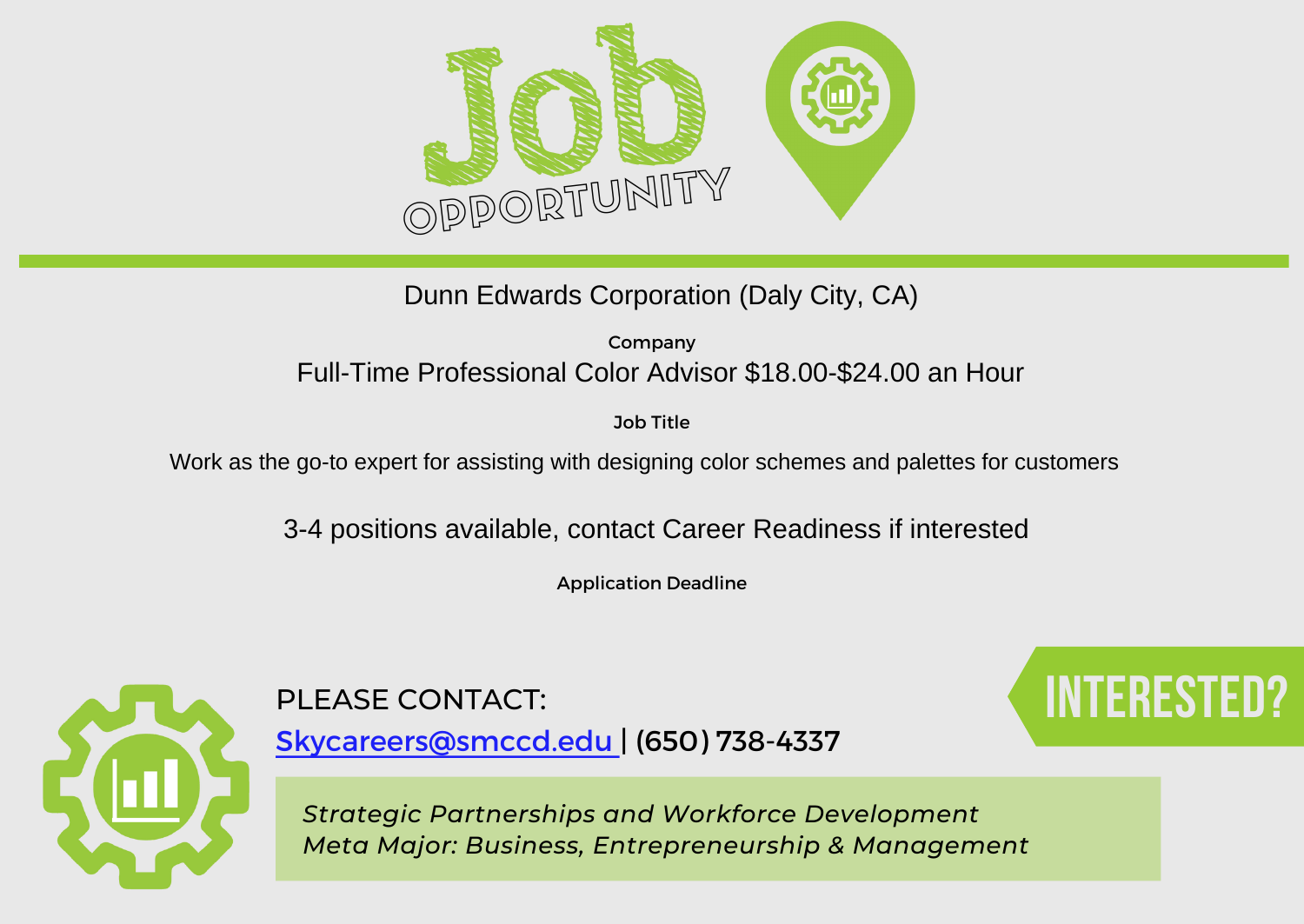# Job Opportunity

Dunn Edwards Corporation (Daly City, CA)

Company

Full-Time Professional Color Advisor $18.00-$24.00 an Hour

Job Title

Work as the go-to expert for assisting with designing color schemes and palettes for customers

3-4 positions available, contact Career Readiness if interested

Application Deadline

PLEASE CONTACT:

Skycareers@smccd.edu | (650) 738-4337

INTERESTED?

*Strategic Partnerships and Workforce Development*
*Meta Major: Business, Entrepreneurship & Management*